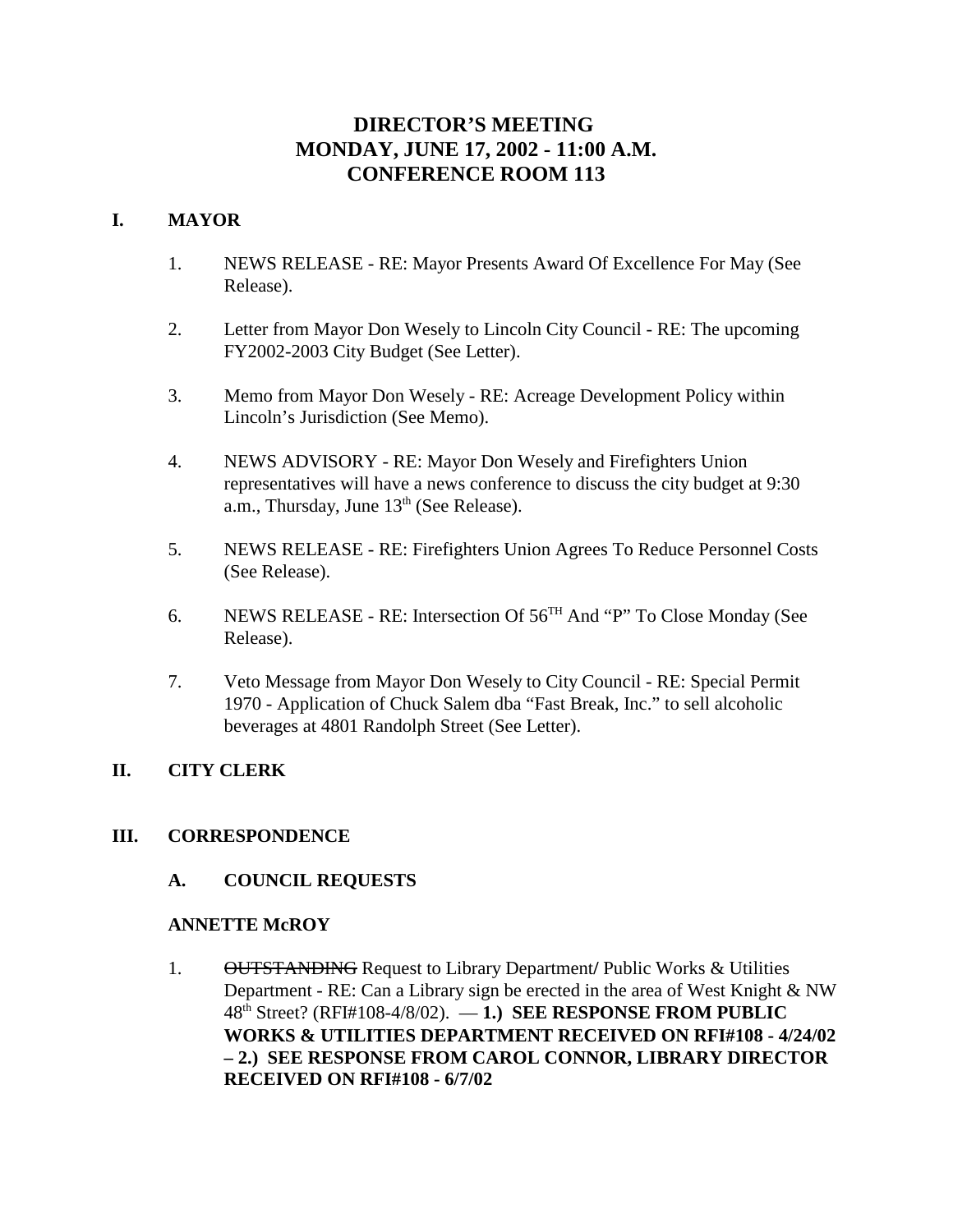# DIRECTOR'S MEETING
# MONDAY, JUNE 17, 2002 - 11:00 A.M.
# CONFERENCE ROOM 113

## I. MAYOR

1. NEWS RELEASE - RE: Mayor Presents Award Of Excellence For May (See Release).

2. Letter from Mayor Don Wesely to Lincoln City Council - RE: The upcoming FY2002-2003 City Budget (See Letter).

3. Memo from Mayor Don Wesely - RE: Acreage Development Policy within Lincoln's Jurisdiction (See Memo).

4. NEWS ADVISORY - RE: Mayor Don Wesely and Firefighters Union representatives will have a news conference to discuss the city budget at 9:30 a.m., Thursday, June 13th (See Release).

5. NEWS RELEASE - RE: Firefighters Union Agrees To Reduce Personnel Costs (See Release).

6. NEWS RELEASE - RE: Intersection Of 56TH And "P" To Close Monday (See Release).

7. Veto Message from Mayor Don Wesely to City Council - RE: Special Permit 1970 - Application of Chuck Salem dba "Fast Break, Inc." to sell alcoholic beverages at 4801 Randolph Street (See Letter).

## II. CITY CLERK

## III. CORRESPONDENCE

### A. COUNCIL REQUESTS

**ANNETTE McROY**

1. ~~OUTSTANDING~~ Request to Library Department/ Public Works & Utilities Department - RE: Can a Library sign be erected in the area of West Knight & NW 48th Street? (RFI#108-4/8/02). — **1.) SEE RESPONSE FROM PUBLIC WORKS & UTILITIES DEPARTMENT RECEIVED ON RFI#108 - 4/24/02 – 2.) SEE RESPONSE FROM CAROL CONNOR, LIBRARY DIRECTOR RECEIVED ON RFI#108 - 6/7/02**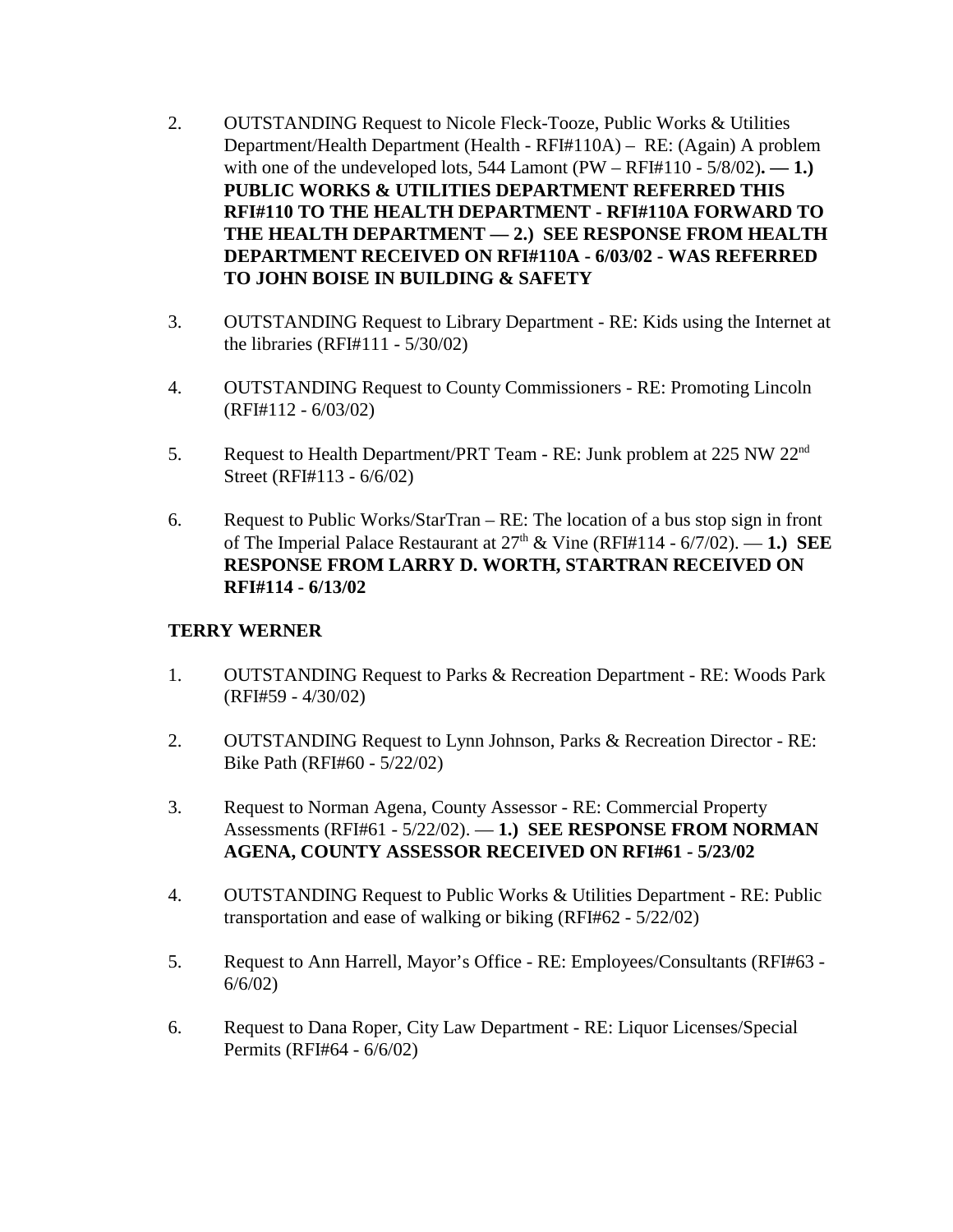2. OUTSTANDING Request to Nicole Fleck-Tooze, Public Works & Utilities Department/Health Department (Health - RFI#110A) – RE: (Again) A problem with one of the undeveloped lots, 544 Lamont (PW – RFI#110 - 5/8/02)**. — 1.) PUBLIC WORKS & UTILITIES DEPARTMENT REFERRED THIS RFI#110 TO THE HEALTH DEPARTMENT - RFI#110A FORWARD TO THE HEALTH DEPARTMENT — 2.) SEE RESPONSE FROM HEALTH DEPARTMENT RECEIVED ON RFI#110A - 6/03/02 - WAS REFERRED TO JOHN BOISE IN BUILDING & SAFETY**

3. OUTSTANDING Request to Library Department - RE: Kids using the Internet at the libraries (RFI#111 - 5/30/02)

4. OUTSTANDING Request to County Commissioners - RE: Promoting Lincoln (RFI#112 - 6/03/02)

5. Request to Health Department/PRT Team - RE: Junk problem at 225 NW 22nd Street (RFI#113 - 6/6/02)

6. Request to Public Works/StarTran – RE: The location of a bus stop sign in front of The Imperial Palace Restaurant at 27th & Vine (RFI#114 - 6/7/02). — **1.) SEE RESPONSE FROM LARRY D. WORTH, STARTRAN RECEIVED ON RFI#114 - 6/13/02**

**TERRY WERNER**

1. OUTSTANDING Request to Parks & Recreation Department - RE: Woods Park (RFI#59 - 4/30/02)

2. OUTSTANDING Request to Lynn Johnson, Parks & Recreation Director - RE: Bike Path (RFI#60 - 5/22/02)

3. Request to Norman Agena, County Assessor - RE: Commercial Property Assessments (RFI#61 - 5/22/02). — **1.) SEE RESPONSE FROM NORMAN AGENA, COUNTY ASSESSOR RECEIVED ON RFI#61 - 5/23/02**

4. OUTSTANDING Request to Public Works & Utilities Department - RE: Public transportation and ease of walking or biking (RFI#62 - 5/22/02)

5. Request to Ann Harrell, Mayor's Office - RE: Employees/Consultants (RFI#63 - 6/6/02)

6. Request to Dana Roper, City Law Department - RE: Liquor Licenses/Special Permits (RFI#64 - 6/6/02)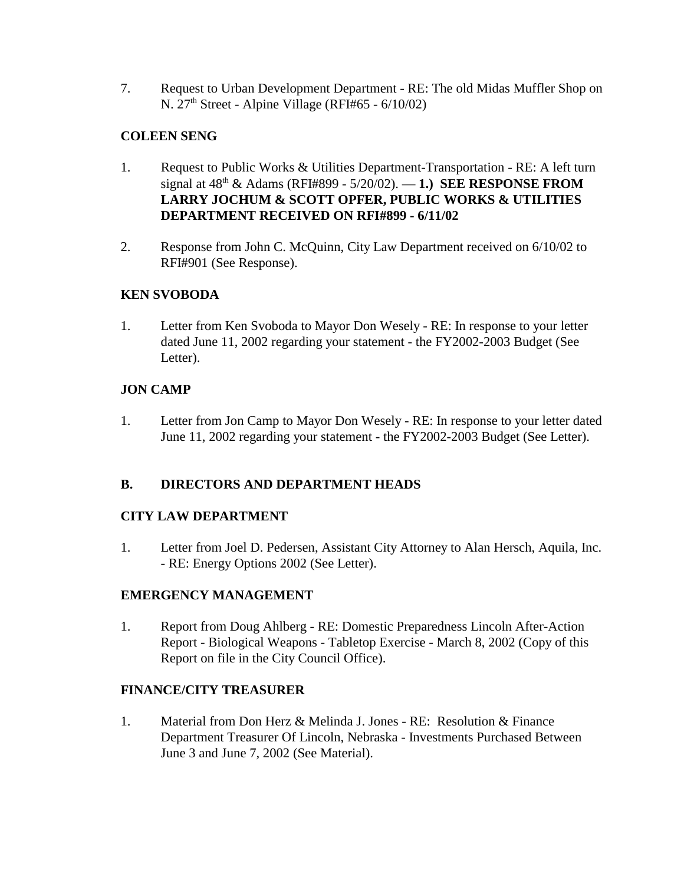7. Request to Urban Development Department - RE: The old Midas Muffler Shop on N. 27th Street - Alpine Village (RFI#65 - 6/10/02)

**COLEEN SENG**

1. Request to Public Works & Utilities Department-Transportation - RE: A left turn signal at 48th & Adams (RFI#899 - 5/20/02). — **1.) SEE RESPONSE FROM LARRY JOCHUM & SCOTT OPFER, PUBLIC WORKS & UTILITIES DEPARTMENT RECEIVED ON RFI#899 - 6/11/02**

2. Response from John C. McQuinn, City Law Department received on 6/10/02 to RFI#901 (See Response).

**KEN SVOBODA**

1. Letter from Ken Svoboda to Mayor Don Wesely - RE: In response to your letter dated June 11, 2002 regarding your statement - the FY2002-2003 Budget (See Letter).

**JON CAMP**

1. Letter from Jon Camp to Mayor Don Wesely - RE: In response to your letter dated June 11, 2002 regarding your statement - the FY2002-2003 Budget (See Letter).

**B. DIRECTORS AND DEPARTMENT HEADS**

**CITY LAW DEPARTMENT**

1. Letter from Joel D. Pedersen, Assistant City Attorney to Alan Hersch, Aquila, Inc. - RE: Energy Options 2002 (See Letter).

**EMERGENCY MANAGEMENT**

1. Report from Doug Ahlberg - RE: Domestic Preparedness Lincoln After-Action Report - Biological Weapons - Tabletop Exercise - March 8, 2002 (Copy of this Report on file in the City Council Office).

**FINANCE/CITY TREASURER**

1. Material from Don Herz & Melinda J. Jones - RE: Resolution & Finance Department Treasurer Of Lincoln, Nebraska - Investments Purchased Between June 3 and June 7, 2002 (See Material).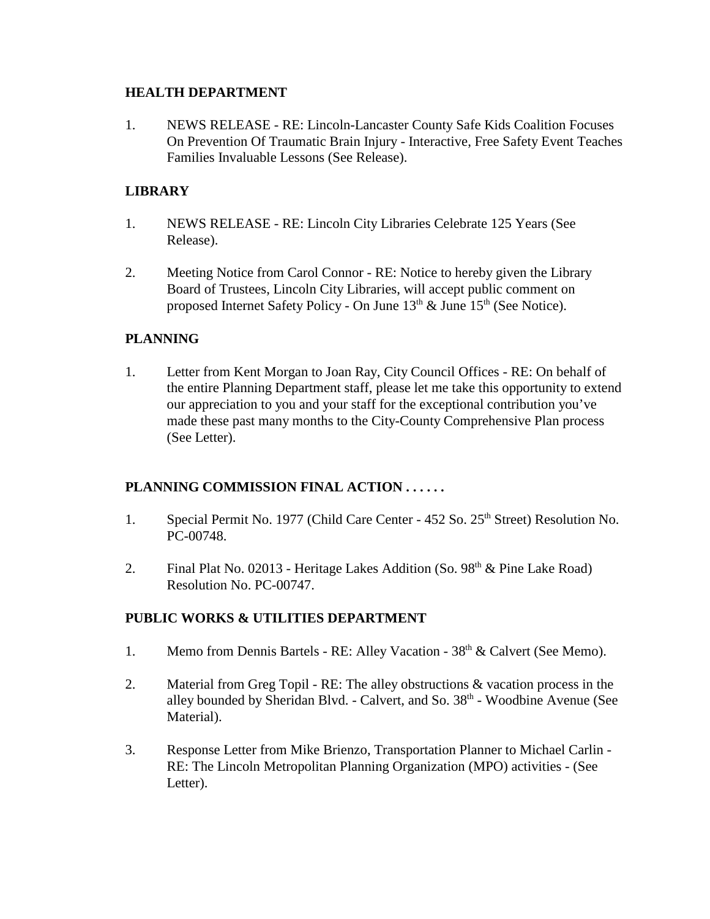**HEALTH DEPARTMENT**

1. NEWS RELEASE - RE: Lincoln-Lancaster County Safe Kids Coalition Focuses On Prevention Of Traumatic Brain Injury - Interactive, Free Safety Event Teaches Families Invaluable Lessons (See Release).

**LIBRARY**

1. NEWS RELEASE - RE: Lincoln City Libraries Celebrate 125 Years (See Release).

2. Meeting Notice from Carol Connor - RE: Notice to hereby given the Library Board of Trustees, Lincoln City Libraries, will accept public comment on proposed Internet Safety Policy - On June 13th & June 15th (See Notice).

**PLANNING**

1. Letter from Kent Morgan to Joan Ray, City Council Offices - RE: On behalf of the entire Planning Department staff, please let me take this opportunity to extend our appreciation to you and your staff for the exceptional contribution you've made these past many months to the City-County Comprehensive Plan process (See Letter).

**PLANNING COMMISSION FINAL ACTION . . . . . .**

1. Special Permit No. 1977 (Child Care Center - 452 So. 25th Street) Resolution No. PC-00748.

2. Final Plat No. 02013 - Heritage Lakes Addition (So. 98th & Pine Lake Road) Resolution No. PC-00747.

**PUBLIC WORKS & UTILITIES DEPARTMENT**

1. Memo from Dennis Bartels - RE: Alley Vacation - 38th & Calvert (See Memo).

2. Material from Greg Topil - RE: The alley obstructions & vacation process in the alley bounded by Sheridan Blvd. - Calvert, and So. 38th - Woodbine Avenue (See Material).

3. Response Letter from Mike Brienzo, Transportation Planner to Michael Carlin - RE: The Lincoln Metropolitan Planning Organization (MPO) activities - (See Letter).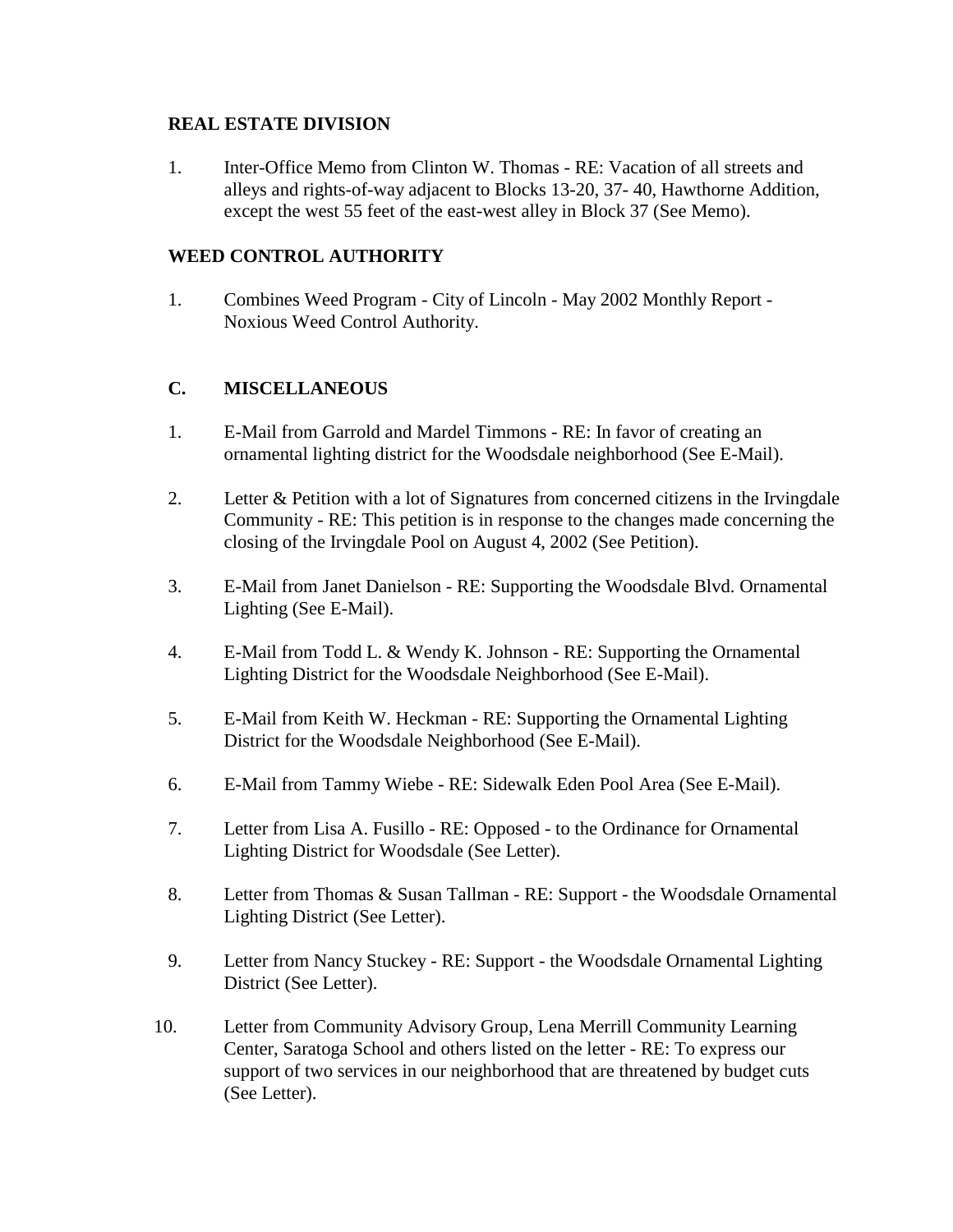**REAL ESTATE DIVISION**

1. Inter-Office Memo from Clinton W. Thomas - RE: Vacation of all streets and alleys and rights-of-way adjacent to Blocks 13-20, 37- 40, Hawthorne Addition, except the west 55 feet of the east-west alley in Block 37 (See Memo).

**WEED CONTROL AUTHORITY**

1. Combines Weed Program - City of Lincoln - May 2002 Monthly Report - Noxious Weed Control Authority.

**C. MISCELLANEOUS**

1. E-Mail from Garrold and Mardel Timmons - RE: In favor of creating an ornamental lighting district for the Woodsdale neighborhood (See E-Mail).
2. Letter & Petition with a lot of Signatures from concerned citizens in the Irvingdale Community - RE: This petition is in response to the changes made concerning the closing of the Irvingdale Pool on August 4, 2002 (See Petition).
3. E-Mail from Janet Danielson - RE: Supporting the Woodsdale Blvd. Ornamental Lighting (See E-Mail).
4. E-Mail from Todd L. & Wendy K. Johnson - RE: Supporting the Ornamental Lighting District for the Woodsdale Neighborhood (See E-Mail).
5. E-Mail from Keith W. Heckman - RE: Supporting the Ornamental Lighting District for the Woodsdale Neighborhood (See E-Mail).
6. E-Mail from Tammy Wiebe - RE: Sidewalk Eden Pool Area (See E-Mail).
7. Letter from Lisa A. Fusillo - RE: Opposed - to the Ordinance for Ornamental Lighting District for Woodsdale (See Letter).
8. Letter from Thomas & Susan Tallman - RE: Support - the Woodsdale Ornamental Lighting District (See Letter).
9. Letter from Nancy Stuckey - RE: Support - the Woodsdale Ornamental Lighting District (See Letter).
10. Letter from Community Advisory Group, Lena Merrill Community Learning Center, Saratoga School and others listed on the letter - RE: To express our support of two services in our neighborhood that are threatened by budget cuts (See Letter).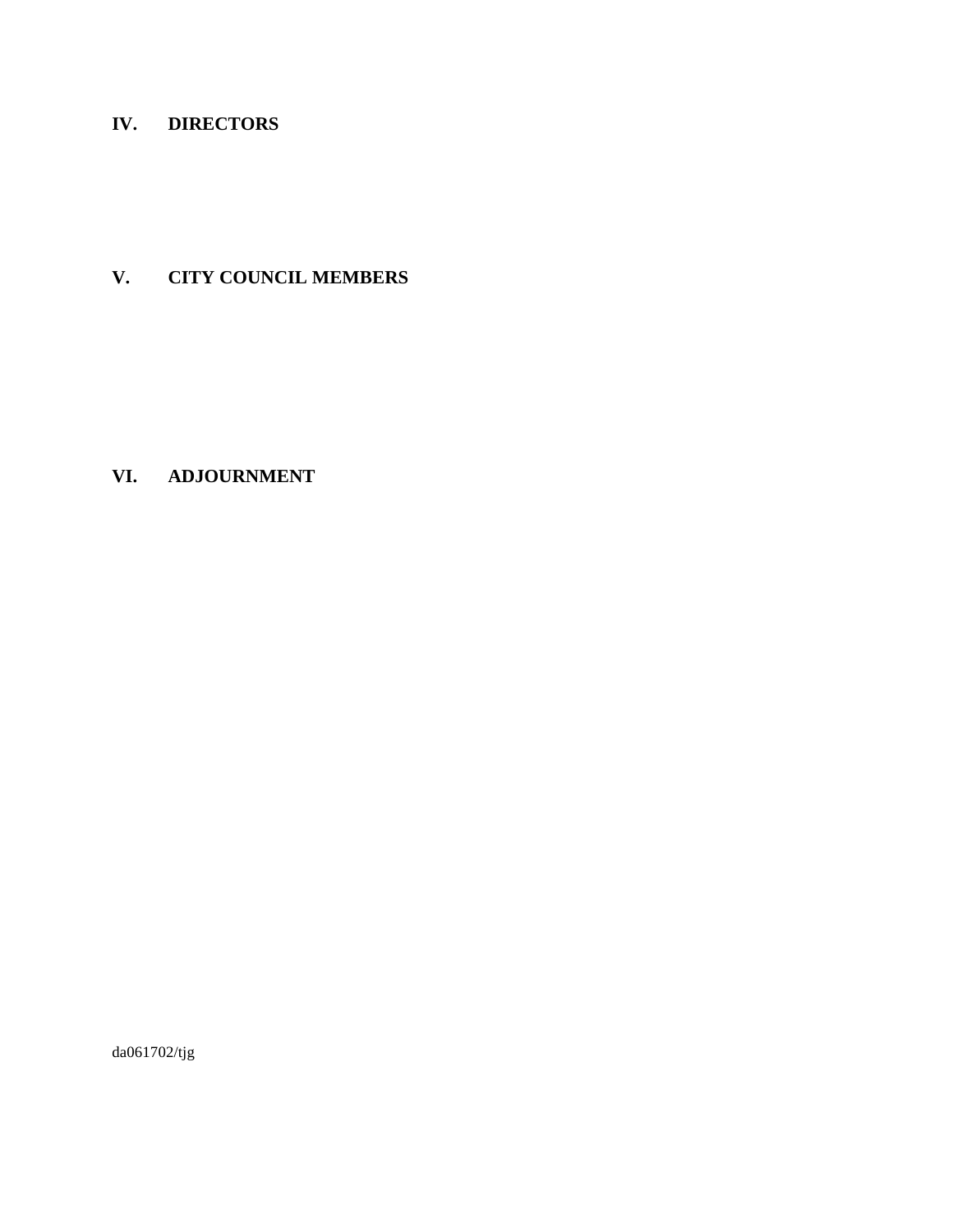## IV. DIRECTORS

## V. CITY COUNCIL MEMBERS

## VI. ADJOURNMENT

da061702/tjg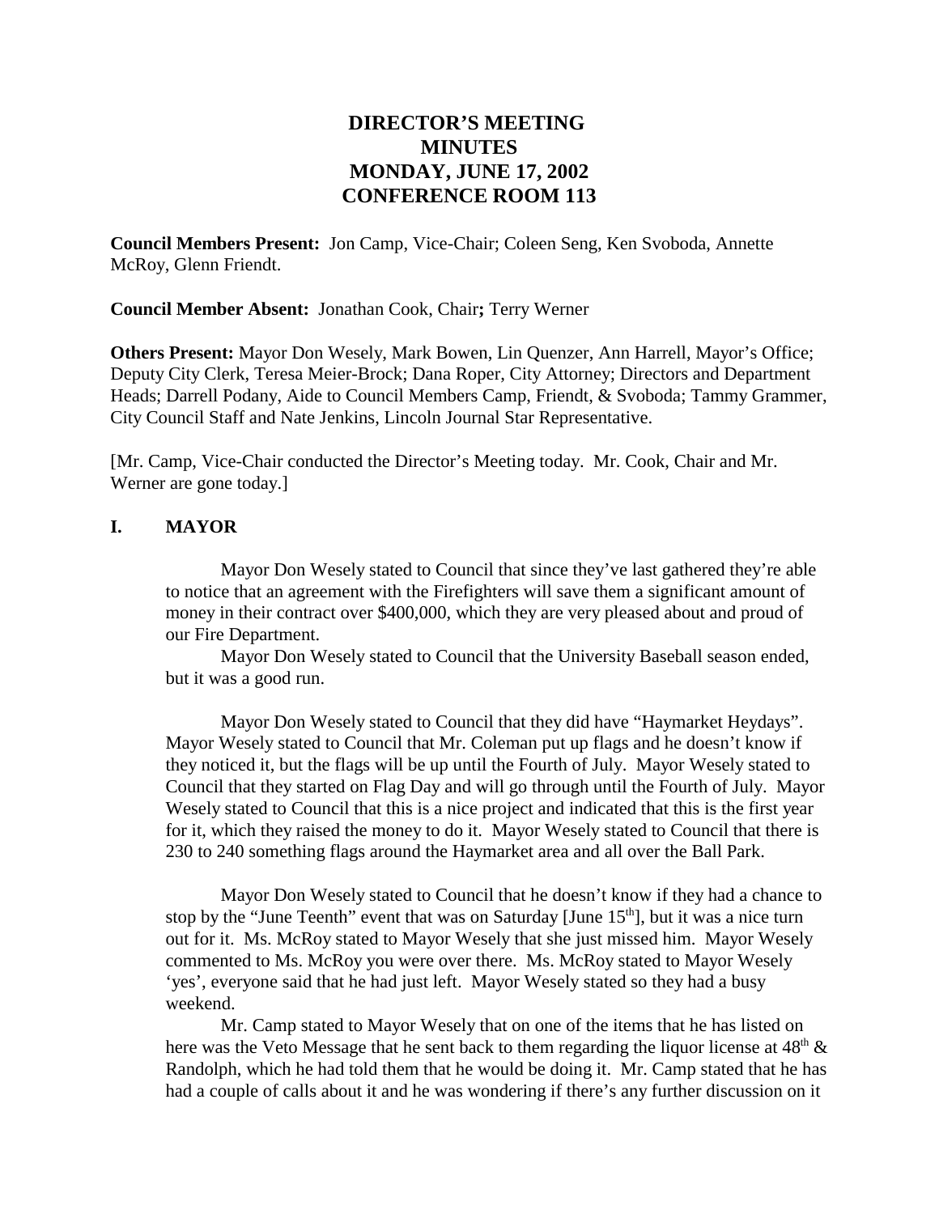# DIRECTOR'S MEETING
# MINUTES
# MONDAY, JUNE 17, 2002
# CONFERENCE ROOM 113

**Council Members Present:** Jon Camp, Vice-Chair; Coleen Seng, Ken Svoboda, Annette McRoy, Glenn Friendt.

**Council Member Absent:** Jonathan Cook, Chair**;** Terry Werner

**Others Present:** Mayor Don Wesely, Mark Bowen, Lin Quenzer, Ann Harrell, Mayor's Office; Deputy City Clerk, Teresa Meier-Brock; Dana Roper, City Attorney; Directors and Department Heads; Darrell Podany, Aide to Council Members Camp, Friendt, & Svoboda; Tammy Grammer, City Council Staff and Nate Jenkins, Lincoln Journal Star Representative.

[Mr. Camp, Vice-Chair conducted the Director's Meeting today. Mr. Cook, Chair and Mr. Werner are gone today.]

## I. MAYOR

Mayor Don Wesely stated to Council that since they've last gathered they're able to notice that an agreement with the Firefighters will save them a significant amount of money in their contract over $400,000, which they are very pleased about and proud of our Fire Department.

Mayor Don Wesely stated to Council that the University Baseball season ended, but it was a good run.

Mayor Don Wesely stated to Council that they did have "Haymarket Heydays". Mayor Wesely stated to Council that Mr. Coleman put up flags and he doesn't know if they noticed it, but the flags will be up until the Fourth of July. Mayor Wesely stated to Council that they started on Flag Day and will go through until the Fourth of July. Mayor Wesely stated to Council that this is a nice project and indicated that this is the first year for it, which they raised the money to do it. Mayor Wesely stated to Council that there is 230 to 240 something flags around the Haymarket area and all over the Ball Park.

Mayor Don Wesely stated to Council that he doesn't know if they had a chance to stop by the "June Teenth" event that was on Saturday [June 15th], but it was a nice turn out for it. Ms. McRoy stated to Mayor Wesely that she just missed him. Mayor Wesely commented to Ms. McRoy you were over there. Ms. McRoy stated to Mayor Wesely 'yes', everyone said that he had just left. Mayor Wesely stated so they had a busy weekend.

Mr. Camp stated to Mayor Wesely that on one of the items that he has listed on here was the Veto Message that he sent back to them regarding the liquor license at 48th & Randolph, which he had told them that he would be doing it. Mr. Camp stated that he has had a couple of calls about it and he was wondering if there's any further discussion on it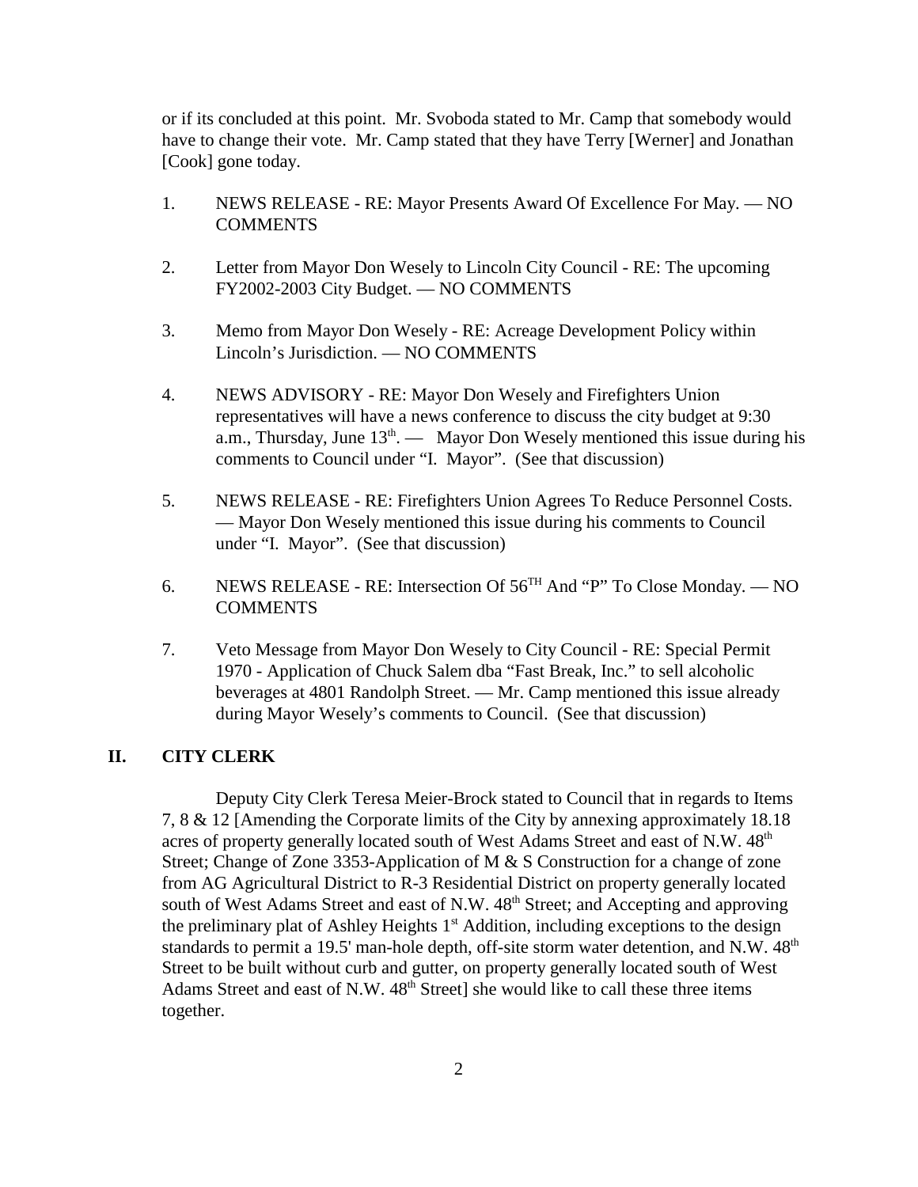or if its concluded at this point. Mr. Svoboda stated to Mr. Camp that somebody would have to change their vote. Mr. Camp stated that they have Terry [Werner] and Jonathan [Cook] gone today.

1. NEWS RELEASE - RE: Mayor Presents Award Of Excellence For May. — NO COMMENTS

2. Letter from Mayor Don Wesely to Lincoln City Council - RE: The upcoming FY2002-2003 City Budget. — NO COMMENTS

3. Memo from Mayor Don Wesely - RE: Acreage Development Policy within Lincoln's Jurisdiction. — NO COMMENTS

4. NEWS ADVISORY - RE: Mayor Don Wesely and Firefighters Union representatives will have a news conference to discuss the city budget at 9:30 a.m., Thursday, June 13th. — Mayor Don Wesely mentioned this issue during his comments to Council under "I. Mayor". (See that discussion)

5. NEWS RELEASE - RE: Firefighters Union Agrees To Reduce Personnel Costs. — Mayor Don Wesely mentioned this issue during his comments to Council under "I. Mayor". (See that discussion)

6. NEWS RELEASE - RE: Intersection Of 56TH And "P" To Close Monday. — NO COMMENTS

7. Veto Message from Mayor Don Wesely to City Council - RE: Special Permit 1970 - Application of Chuck Salem dba "Fast Break, Inc." to sell alcoholic beverages at 4801 Randolph Street. — Mr. Camp mentioned this issue already during Mayor Wesely's comments to Council. (See that discussion)

## II. CITY CLERK

Deputy City Clerk Teresa Meier-Brock stated to Council that in regards to Items 7, 8 & 12 [Amending the Corporate limits of the City by annexing approximately 18.18 acres of property generally located south of West Adams Street and east of N.W. 48th Street; Change of Zone 3353-Application of M & S Construction for a change of zone from AG Agricultural District to R-3 Residential District on property generally located south of West Adams Street and east of N.W. 48th Street; and Accepting and approving the preliminary plat of Ashley Heights 1st Addition, including exceptions to the design standards to permit a 19.5' man-hole depth, off-site storm water detention, and N.W. 48th Street to be built without curb and gutter, on property generally located south of West Adams Street and east of N.W. 48th Street] she would like to call these three items together.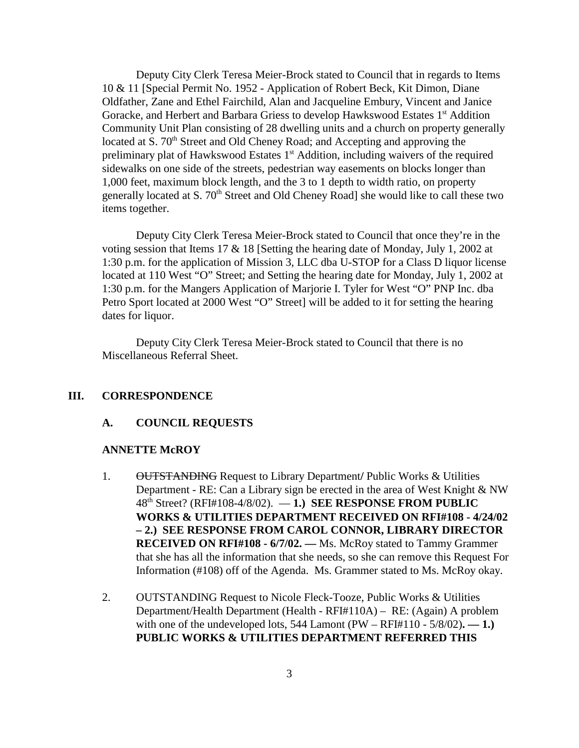Deputy City Clerk Teresa Meier-Brock stated to Council that in regards to Items 10 & 11 [Special Permit No. 1952 - Application of Robert Beck, Kit Dimon, Diane Oldfather, Zane and Ethel Fairchild, Alan and Jacqueline Embury, Vincent and Janice Goracke, and Herbert and Barbara Griess to develop Hawkswood Estates 1st Addition Community Unit Plan consisting of 28 dwelling units and a church on property generally located at S. 70th Street and Old Cheney Road; and Accepting and approving the preliminary plat of Hawkswood Estates 1st Addition, including waivers of the required sidewalks on one side of the streets, pedestrian way easements on blocks longer than 1,000 feet, maximum block length, and the 3 to 1 depth to width ratio, on property generally located at S. 70th Street and Old Cheney Road] she would like to call these two items together.

Deputy City Clerk Teresa Meier-Brock stated to Council that once they're in the voting session that Items 17 & 18 [Setting the hearing date of Monday, July 1, 2002 at 1:30 p.m. for the application of Mission 3, LLC dba U-STOP for a Class D liquor license located at 110 West "O" Street; and Setting the hearing date for Monday, July 1, 2002 at 1:30 p.m. for the Mangers Application of Marjorie I. Tyler for West "O" PNP Inc. dba Petro Sport located at 2000 West "O" Street] will be added to it for setting the hearing dates for liquor.

Deputy City Clerk Teresa Meier-Brock stated to Council that there is no Miscellaneous Referral Sheet.

## III. CORRESPONDENCE

### A. COUNCIL REQUESTS

**ANNETTE McROY**

1. ~~OUTSTANDING~~ Request to Library Department/ Public Works & Utilities Department - RE: Can a Library sign be erected in the area of West Knight & NW 48th Street? (RFI#108-4/8/02). — **1.) SEE RESPONSE FROM PUBLIC WORKS & UTILITIES DEPARTMENT RECEIVED ON RFI#108 - 4/24/02 – 2.) SEE RESPONSE FROM CAROL CONNOR, LIBRARY DIRECTOR RECEIVED ON RFI#108 - 6/7/02. —** Ms. McRoy stated to Tammy Grammer that she has all the information that she needs, so she can remove this Request For Information (#108) off of the Agenda. Ms. Grammer stated to Ms. McRoy okay.

2. OUTSTANDING Request to Nicole Fleck-Tooze, Public Works & Utilities Department/Health Department (Health - RFI#110A) – RE: (Again) A problem with one of the undeveloped lots, 544 Lamont (PW – RFI#110 - 5/8/02)**. — 1.) PUBLIC WORKS & UTILITIES DEPARTMENT REFERRED THIS**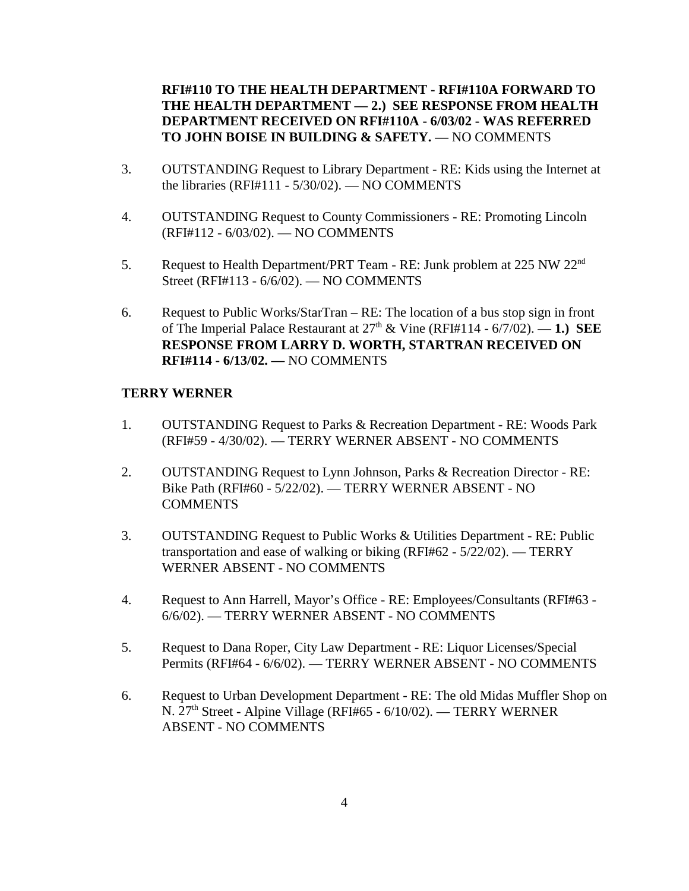**RFI#110 TO THE HEALTH DEPARTMENT - RFI#110A FORWARD TO THE HEALTH DEPARTMENT — 2.) SEE RESPONSE FROM HEALTH DEPARTMENT RECEIVED ON RFI#110A - 6/03/02 - WAS REFERRED TO JOHN BOISE IN BUILDING & SAFETY. —** NO COMMENTS

3. OUTSTANDING Request to Library Department - RE: Kids using the Internet at the libraries (RFI#111 - 5/30/02). — NO COMMENTS

4. OUTSTANDING Request to County Commissioners - RE: Promoting Lincoln (RFI#112 - 6/03/02). — NO COMMENTS

5. Request to Health Department/PRT Team - RE: Junk problem at 225 NW 22nd Street (RFI#113 - 6/6/02). — NO COMMENTS

6. Request to Public Works/StarTran – RE: The location of a bus stop sign in front of The Imperial Palace Restaurant at 27th & Vine (RFI#114 - 6/7/02). — **1.) SEE RESPONSE FROM LARRY D. WORTH, STARTRAN RECEIVED ON RFI#114 - 6/13/02. —** NO COMMENTS

**TERRY WERNER**

1. OUTSTANDING Request to Parks & Recreation Department - RE: Woods Park (RFI#59 - 4/30/02). — TERRY WERNER ABSENT - NO COMMENTS

2. OUTSTANDING Request to Lynn Johnson, Parks & Recreation Director - RE: Bike Path (RFI#60 - 5/22/02). — TERRY WERNER ABSENT - NO COMMENTS

3. OUTSTANDING Request to Public Works & Utilities Department - RE: Public transportation and ease of walking or biking (RFI#62 - 5/22/02). — TERRY WERNER ABSENT - NO COMMENTS

4. Request to Ann Harrell, Mayor's Office - RE: Employees/Consultants (RFI#63 - 6/6/02). — TERRY WERNER ABSENT - NO COMMENTS

5. Request to Dana Roper, City Law Department - RE: Liquor Licenses/Special Permits (RFI#64 - 6/6/02). — TERRY WERNER ABSENT - NO COMMENTS

6. Request to Urban Development Department - RE: The old Midas Muffler Shop on N. 27th Street - Alpine Village (RFI#65 - 6/10/02). — TERRY WERNER ABSENT - NO COMMENTS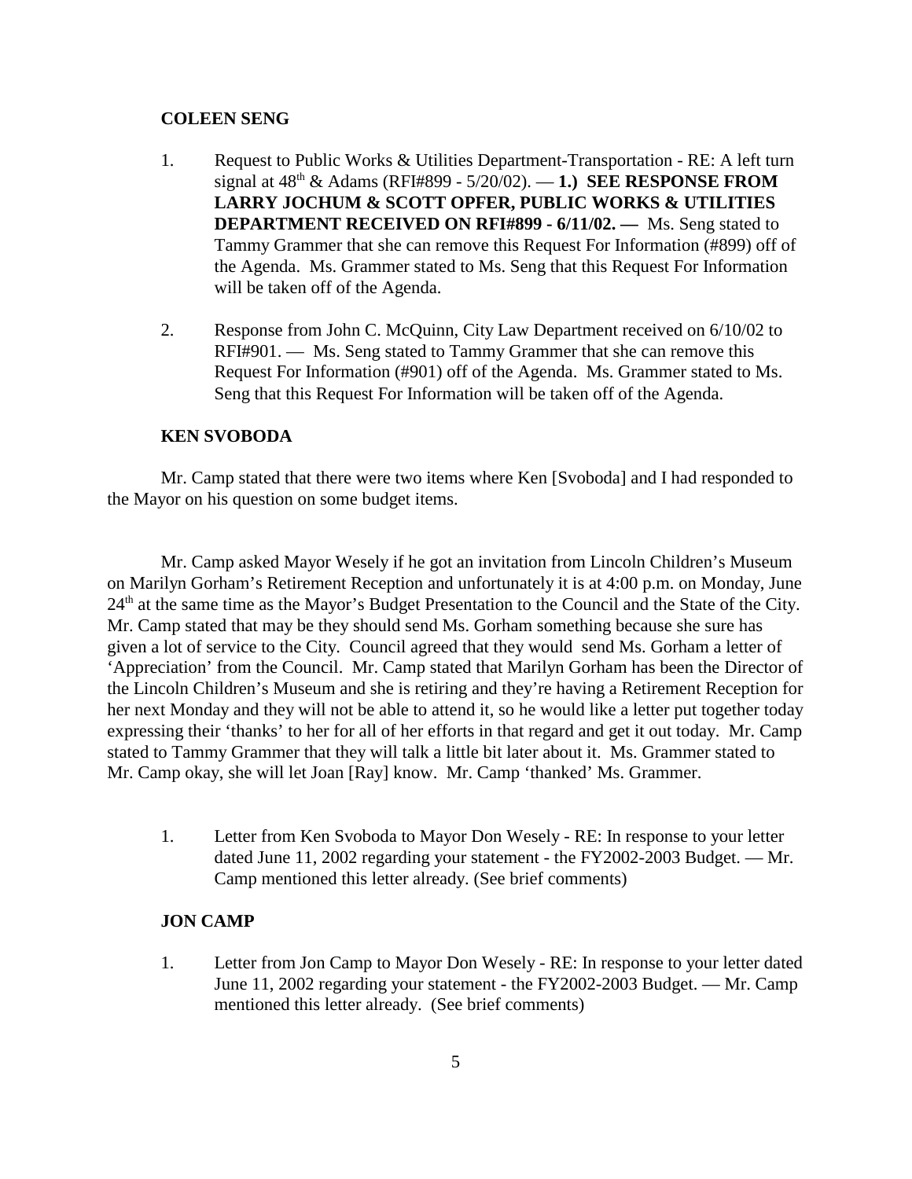**COLEEN SENG**

1. Request to Public Works & Utilities Department-Transportation - RE: A left turn signal at 48th & Adams (RFI#899 - 5/20/02). — **1.) SEE RESPONSE FROM LARRY JOCHUM & SCOTT OPFER, PUBLIC WORKS & UTILITIES DEPARTMENT RECEIVED ON RFI#899 - 6/11/02. —** Ms. Seng stated to Tammy Grammer that she can remove this Request For Information (#899) off of the Agenda. Ms. Grammer stated to Ms. Seng that this Request For Information will be taken off of the Agenda.

2. Response from John C. McQuinn, City Law Department received on 6/10/02 to RFI#901. — Ms. Seng stated to Tammy Grammer that she can remove this Request For Information (#901) off of the Agenda. Ms. Grammer stated to Ms. Seng that this Request For Information will be taken off of the Agenda.

**KEN SVOBODA**

Mr. Camp stated that there were two items where Ken [Svoboda] and I had responded to the Mayor on his question on some budget items.

Mr. Camp asked Mayor Wesely if he got an invitation from Lincoln Children's Museum on Marilyn Gorham's Retirement Reception and unfortunately it is at 4:00 p.m. on Monday, June 24th at the same time as the Mayor's Budget Presentation to the Council and the State of the City. Mr. Camp stated that may be they should send Ms. Gorham something because she sure has given a lot of service to the City. Council agreed that they would send Ms. Gorham a letter of 'Appreciation' from the Council. Mr. Camp stated that Marilyn Gorham has been the Director of the Lincoln Children's Museum and she is retiring and they're having a Retirement Reception for her next Monday and they will not be able to attend it, so he would like a letter put together today expressing their 'thanks' to her for all of her efforts in that regard and get it out today. Mr. Camp stated to Tammy Grammer that they will talk a little bit later about it. Ms. Grammer stated to Mr. Camp okay, she will let Joan [Ray] know. Mr. Camp 'thanked' Ms. Grammer.

1. Letter from Ken Svoboda to Mayor Don Wesely - RE: In response to your letter dated June 11, 2002 regarding your statement - the FY2002-2003 Budget. — Mr. Camp mentioned this letter already. (See brief comments)

**JON CAMP**

1. Letter from Jon Camp to Mayor Don Wesely - RE: In response to your letter dated June 11, 2002 regarding your statement - the FY2002-2003 Budget. — Mr. Camp mentioned this letter already. (See brief comments)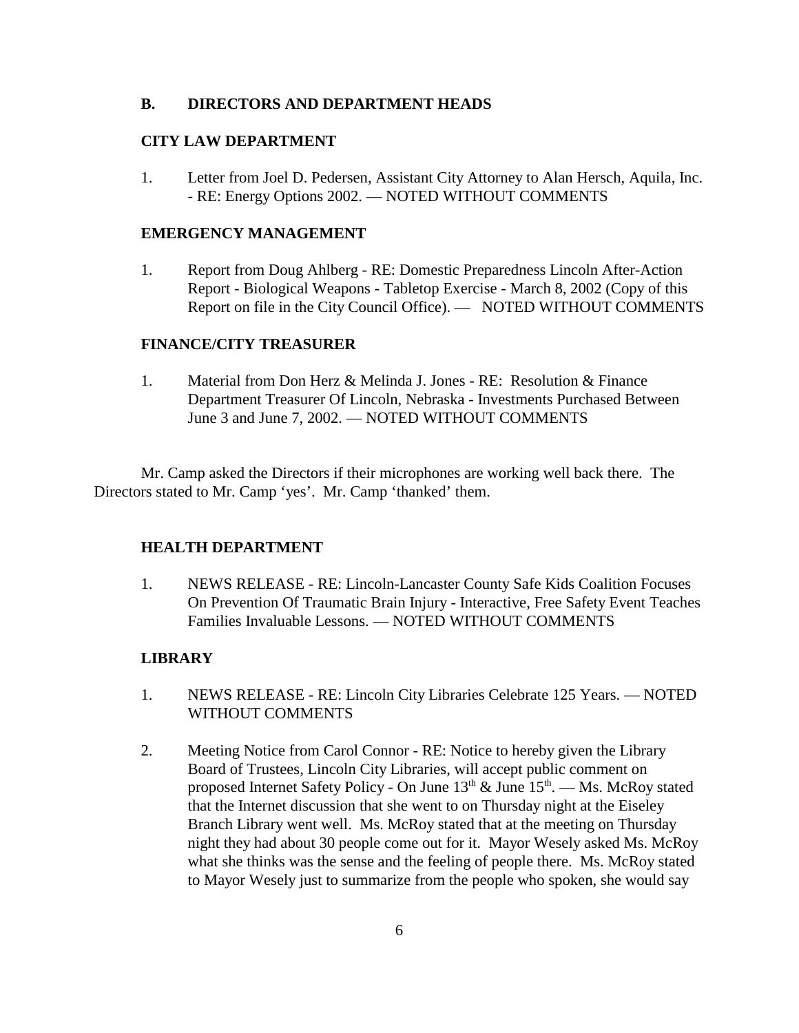## B. DIRECTORS AND DEPARTMENT HEADS

### CITY LAW DEPARTMENT

1. Letter from Joel D. Pedersen, Assistant City Attorney to Alan Hersch, Aquila, Inc. - RE: Energy Options 2002. — NOTED WITHOUT COMMENTS

### EMERGENCY MANAGEMENT

1. Report from Doug Ahlberg - RE: Domestic Preparedness Lincoln After-Action Report - Biological Weapons - Tabletop Exercise - March 8, 2002 (Copy of this Report on file in the City Council Office). — NOTED WITHOUT COMMENTS

### FINANCE/CITY TREASURER

1. Material from Don Herz & Melinda J. Jones - RE: Resolution & Finance Department Treasurer Of Lincoln, Nebraska - Investments Purchased Between June 3 and June 7, 2002. — NOTED WITHOUT COMMENTS

Mr. Camp asked the Directors if their microphones are working well back there. The Directors stated to Mr. Camp 'yes'. Mr. Camp 'thanked' them.

### HEALTH DEPARTMENT

1. NEWS RELEASE - RE: Lincoln-Lancaster County Safe Kids Coalition Focuses On Prevention Of Traumatic Brain Injury - Interactive, Free Safety Event Teaches Families Invaluable Lessons. — NOTED WITHOUT COMMENTS

### LIBRARY

1. NEWS RELEASE - RE: Lincoln City Libraries Celebrate 125 Years. — NOTED WITHOUT COMMENTS

2. Meeting Notice from Carol Connor - RE: Notice to hereby given the Library Board of Trustees, Lincoln City Libraries, will accept public comment on proposed Internet Safety Policy - On June 13th & June 15th. — Ms. McRoy stated that the Internet discussion that she went to on Thursday night at the Eiseley Branch Library went well. Ms. McRoy stated that at the meeting on Thursday night they had about 30 people come out for it. Mayor Wesely asked Ms. McRoy what she thinks was the sense and the feeling of people there. Ms. McRoy stated to Mayor Wesely just to summarize from the people who spoken, she would say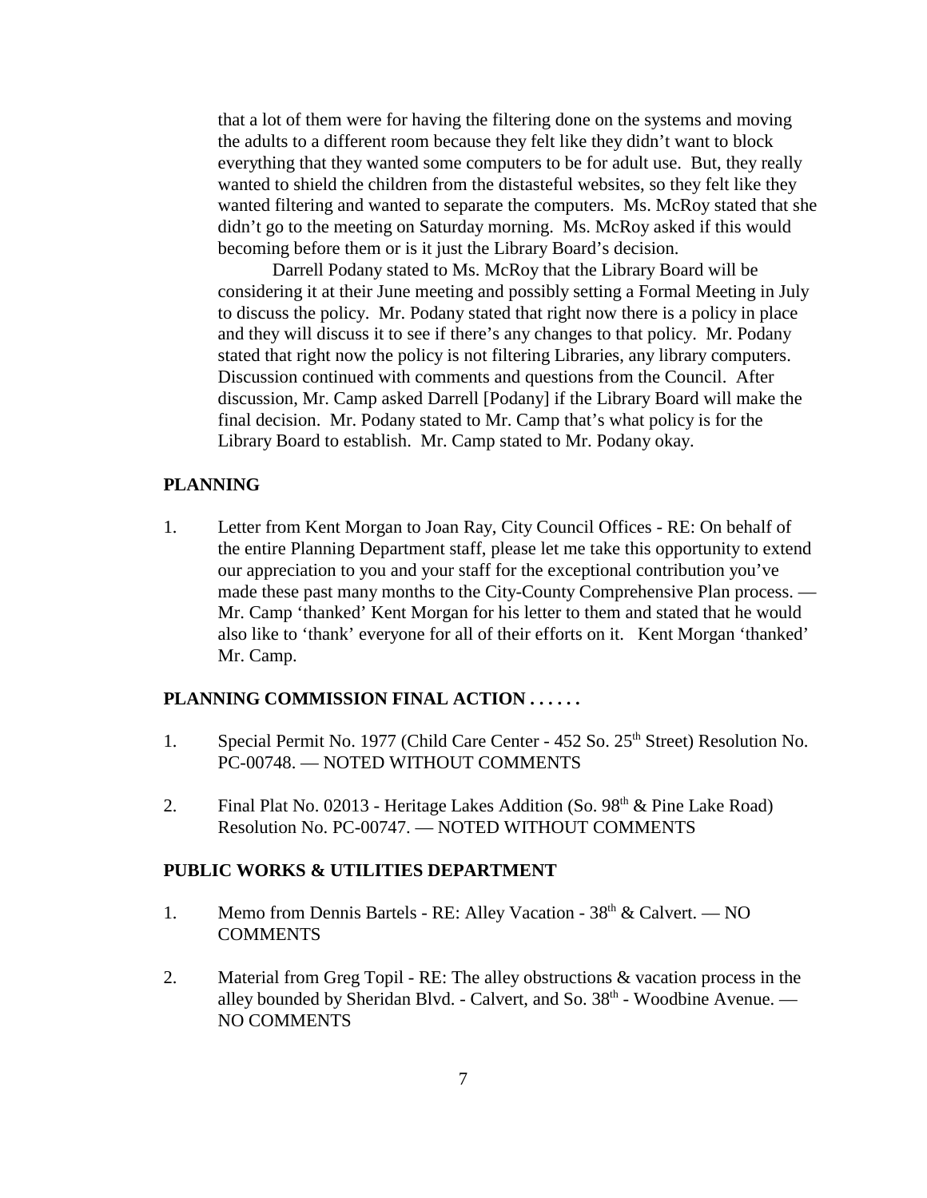that a lot of them were for having the filtering done on the systems and moving the adults to a different room because they felt like they didn't want to block everything that they wanted some computers to be for adult use. But, they really wanted to shield the children from the distasteful websites, so they felt like they wanted filtering and wanted to separate the computers. Ms. McRoy stated that she didn't go to the meeting on Saturday morning. Ms. McRoy asked if this would becoming before them or is it just the Library Board's decision.

Darrell Podany stated to Ms. McRoy that the Library Board will be considering it at their June meeting and possibly setting a Formal Meeting in July to discuss the policy. Mr. Podany stated that right now there is a policy in place and they will discuss it to see if there's any changes to that policy. Mr. Podany stated that right now the policy is not filtering Libraries, any library computers. Discussion continued with comments and questions from the Council. After discussion, Mr. Camp asked Darrell [Podany] if the Library Board will make the final decision. Mr. Podany stated to Mr. Camp that's what policy is for the Library Board to establish. Mr. Camp stated to Mr. Podany okay.

**PLANNING**

1. Letter from Kent Morgan to Joan Ray, City Council Offices - RE: On behalf of the entire Planning Department staff, please let me take this opportunity to extend our appreciation to you and your staff for the exceptional contribution you've made these past many months to the City-County Comprehensive Plan process. — Mr. Camp 'thanked' Kent Morgan for his letter to them and stated that he would also like to 'thank' everyone for all of their efforts on it. Kent Morgan 'thanked' Mr. Camp.

**PLANNING COMMISSION FINAL ACTION . . . . . .**

1. Special Permit No. 1977 (Child Care Center - 452 So. 25th Street) Resolution No. PC-00748. — NOTED WITHOUT COMMENTS

2. Final Plat No. 02013 - Heritage Lakes Addition (So. 98th & Pine Lake Road) Resolution No. PC-00747. — NOTED WITHOUT COMMENTS

**PUBLIC WORKS & UTILITIES DEPARTMENT**

1. Memo from Dennis Bartels - RE: Alley Vacation - 38th & Calvert. — NO COMMENTS

2. Material from Greg Topil - RE: The alley obstructions & vacation process in the alley bounded by Sheridan Blvd. - Calvert, and So. 38th - Woodbine Avenue. — NO COMMENTS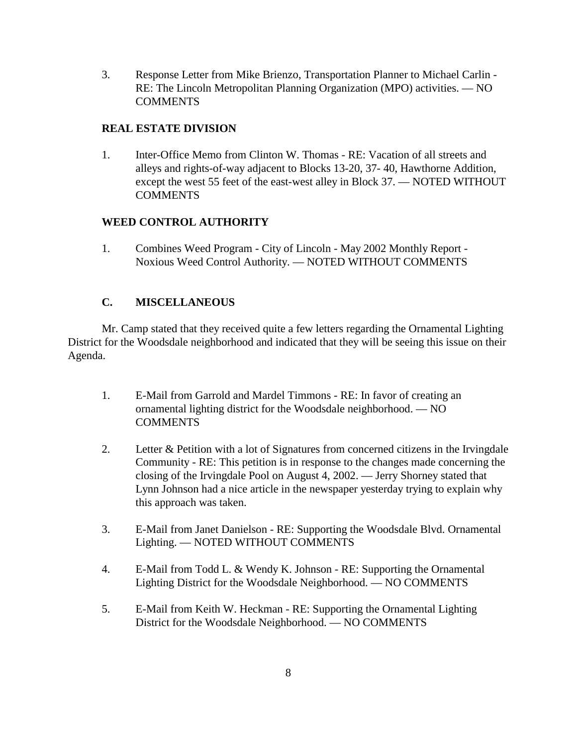3. Response Letter from Mike Brienzo, Transportation Planner to Michael Carlin - RE: The Lincoln Metropolitan Planning Organization (MPO) activities. — NO COMMENTS

**REAL ESTATE DIVISION**

1. Inter-Office Memo from Clinton W. Thomas - RE: Vacation of all streets and alleys and rights-of-way adjacent to Blocks 13-20, 37- 40, Hawthorne Addition, except the west 55 feet of the east-west alley in Block 37. — NOTED WITHOUT COMMENTS

**WEED CONTROL AUTHORITY**

1. Combines Weed Program - City of Lincoln - May 2002 Monthly Report - Noxious Weed Control Authority. — NOTED WITHOUT COMMENTS

**C. MISCELLANEOUS**

Mr. Camp stated that they received quite a few letters regarding the Ornamental Lighting District for the Woodsdale neighborhood and indicated that they will be seeing this issue on their Agenda.

1. E-Mail from Garrold and Mardel Timmons - RE: In favor of creating an ornamental lighting district for the Woodsdale neighborhood. — NO COMMENTS

2. Letter & Petition with a lot of Signatures from concerned citizens in the Irvingdale Community - RE: This petition is in response to the changes made concerning the closing of the Irvingdale Pool on August 4, 2002. — Jerry Shorney stated that Lynn Johnson had a nice article in the newspaper yesterday trying to explain why this approach was taken.

3. E-Mail from Janet Danielson - RE: Supporting the Woodsdale Blvd. Ornamental Lighting. — NOTED WITHOUT COMMENTS

4. E-Mail from Todd L. & Wendy K. Johnson - RE: Supporting the Ornamental Lighting District for the Woodsdale Neighborhood. — NO COMMENTS

5. E-Mail from Keith W. Heckman - RE: Supporting the Ornamental Lighting District for the Woodsdale Neighborhood. — NO COMMENTS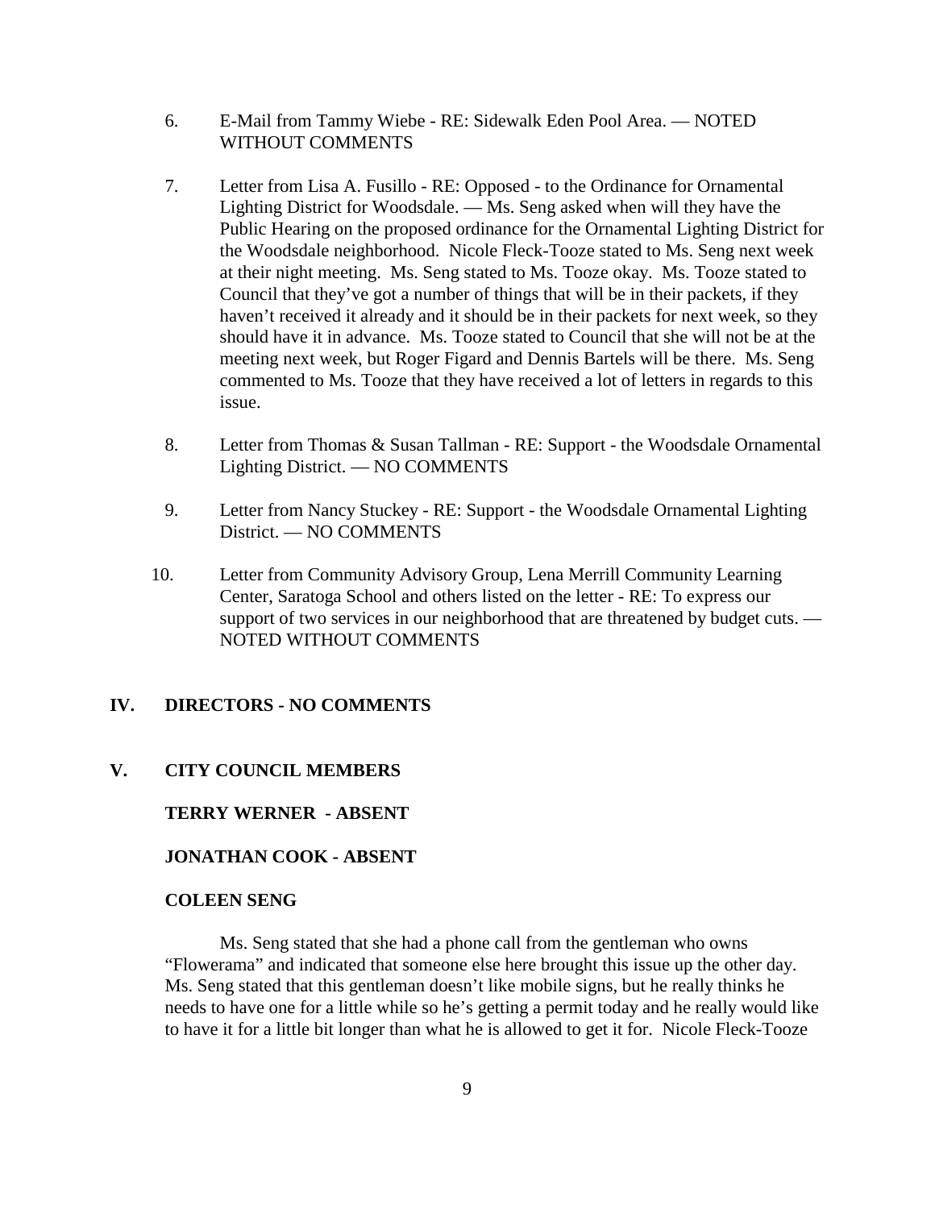6. E-Mail from Tammy Wiebe - RE: Sidewalk Eden Pool Area. — NOTED WITHOUT COMMENTS

7. Letter from Lisa A. Fusillo - RE: Opposed - to the Ordinance for Ornamental Lighting District for Woodsdale. — Ms. Seng asked when will they have the Public Hearing on the proposed ordinance for the Ornamental Lighting District for the Woodsdale neighborhood. Nicole Fleck-Tooze stated to Ms. Seng next week at their night meeting. Ms. Seng stated to Ms. Tooze okay. Ms. Tooze stated to Council that they've got a number of things that will be in their packets, if they haven't received it already and it should be in their packets for next week, so they should have it in advance. Ms. Tooze stated to Council that she will not be at the meeting next week, but Roger Figard and Dennis Bartels will be there. Ms. Seng commented to Ms. Tooze that they have received a lot of letters in regards to this issue.

8. Letter from Thomas & Susan Tallman - RE: Support - the Woodsdale Ornamental Lighting District. — NO COMMENTS

9. Letter from Nancy Stuckey - RE: Support - the Woodsdale Ornamental Lighting District. — NO COMMENTS

10. Letter from Community Advisory Group, Lena Merrill Community Learning Center, Saratoga School and others listed on the letter - RE: To express our support of two services in our neighborhood that are threatened by budget cuts. — NOTED WITHOUT COMMENTS

## IV. DIRECTORS - NO COMMENTS

## V. CITY COUNCIL MEMBERS

**TERRY WERNER - ABSENT**

**JONATHAN COOK - ABSENT**

**COLEEN SENG**

Ms. Seng stated that she had a phone call from the gentleman who owns "Flowerama" and indicated that someone else here brought this issue up the other day. Ms. Seng stated that this gentleman doesn't like mobile signs, but he really thinks he needs to have one for a little while so he's getting a permit today and he really would like to have it for a little bit longer than what he is allowed to get it for. Nicole Fleck-Tooze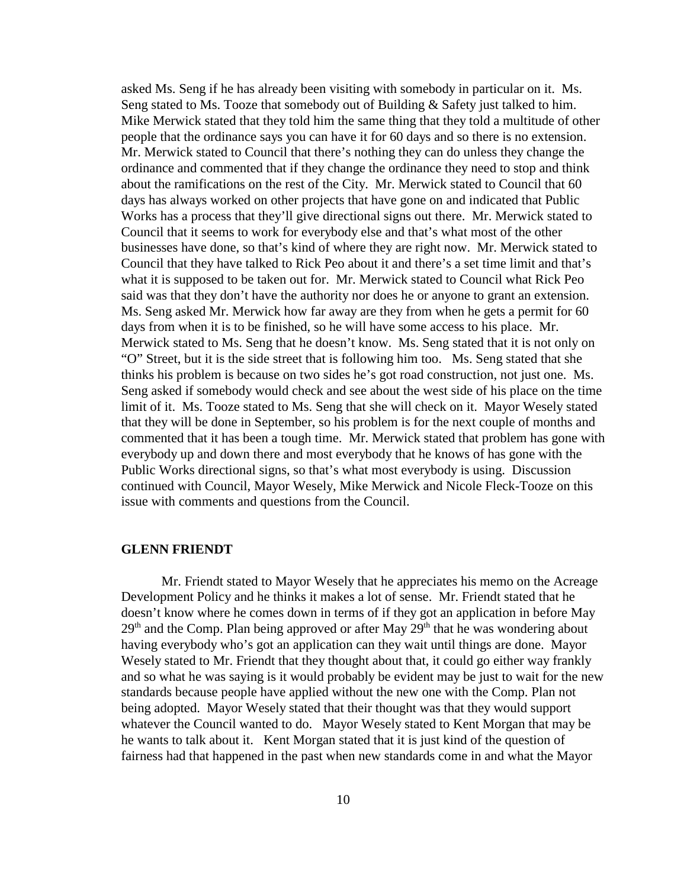asked Ms. Seng if he has already been visiting with somebody in particular on it. Ms. Seng stated to Ms. Tooze that somebody out of Building & Safety just talked to him. Mike Merwick stated that they told him the same thing that they told a multitude of other people that the ordinance says you can have it for 60 days and so there is no extension. Mr. Merwick stated to Council that there's nothing they can do unless they change the ordinance and commented that if they change the ordinance they need to stop and think about the ramifications on the rest of the City. Mr. Merwick stated to Council that 60 days has always worked on other projects that have gone on and indicated that Public Works has a process that they'll give directional signs out there. Mr. Merwick stated to Council that it seems to work for everybody else and that's what most of the other businesses have done, so that's kind of where they are right now. Mr. Merwick stated to Council that they have talked to Rick Peo about it and there's a set time limit and that's what it is supposed to be taken out for. Mr. Merwick stated to Council what Rick Peo said was that they don't have the authority nor does he or anyone to grant an extension. Ms. Seng asked Mr. Merwick how far away are they from when he gets a permit for 60 days from when it is to be finished, so he will have some access to his place. Mr. Merwick stated to Ms. Seng that he doesn't know. Ms. Seng stated that it is not only on "O" Street, but it is the side street that is following him too. Ms. Seng stated that she thinks his problem is because on two sides he's got road construction, not just one. Ms. Seng asked if somebody would check and see about the west side of his place on the time limit of it. Ms. Tooze stated to Ms. Seng that she will check on it. Mayor Wesely stated that they will be done in September, so his problem is for the next couple of months and commented that it has been a tough time. Mr. Merwick stated that problem has gone with everybody up and down there and most everybody that he knows of has gone with the Public Works directional signs, so that's what most everybody is using. Discussion continued with Council, Mayor Wesely, Mike Merwick and Nicole Fleck-Tooze on this issue with comments and questions from the Council.

**GLENN FRIENDT**

Mr. Friendt stated to Mayor Wesely that he appreciates his memo on the Acreage Development Policy and he thinks it makes a lot of sense. Mr. Friendt stated that he doesn't know where he comes down in terms of if they got an application in before May 29th and the Comp. Plan being approved or after May 29th that he was wondering about having everybody who's got an application can they wait until things are done. Mayor Wesely stated to Mr. Friendt that they thought about that, it could go either way frankly and so what he was saying is it would probably be evident may be just to wait for the new standards because people have applied without the new one with the Comp. Plan not being adopted. Mayor Wesely stated that their thought was that they would support whatever the Council wanted to do. Mayor Wesely stated to Kent Morgan that may be he wants to talk about it. Kent Morgan stated that it is just kind of the question of fairness had that happened in the past when new standards come in and what the Mayor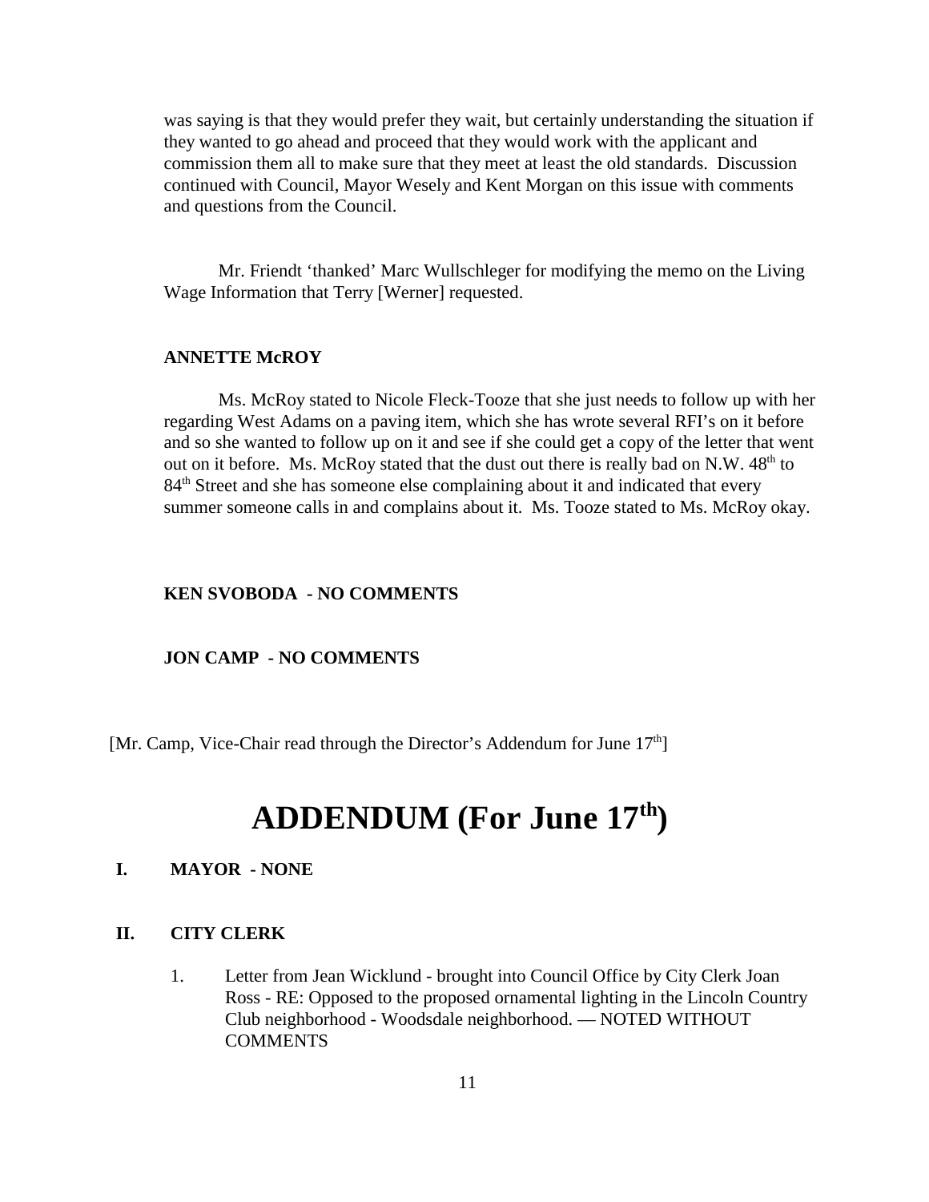was saying is that they would prefer they wait, but certainly understanding the situation if they wanted to go ahead and proceed that they would work with the applicant and commission them all to make sure that they meet at least the old standards. Discussion continued with Council, Mayor Wesely and Kent Morgan on this issue with comments and questions from the Council.

Mr. Friendt 'thanked' Marc Wullschleger for modifying the memo on the Living Wage Information that Terry [Werner] requested.

**ANNETTE McROY**

Ms. McRoy stated to Nicole Fleck-Tooze that she just needs to follow up with her regarding West Adams on a paving item, which she has wrote several RFI's on it before and so she wanted to follow up on it and see if she could get a copy of the letter that went out on it before. Ms. McRoy stated that the dust out there is really bad on N.W. 48th to 84th Street and she has someone else complaining about it and indicated that every summer someone calls in and complains about it. Ms. Tooze stated to Ms. McRoy okay.

**KEN SVOBODA - NO COMMENTS**

**JON CAMP - NO COMMENTS**

[Mr. Camp, Vice-Chair read through the Director's Addendum for June 17th]

# ADDENDUM (For June 17th)

**I. MAYOR - NONE**

**II. CITY CLERK**

1. Letter from Jean Wicklund - brought into Council Office by City Clerk Joan Ross - RE: Opposed to the proposed ornamental lighting in the Lincoln Country Club neighborhood - Woodsdale neighborhood. — NOTED WITHOUT COMMENTS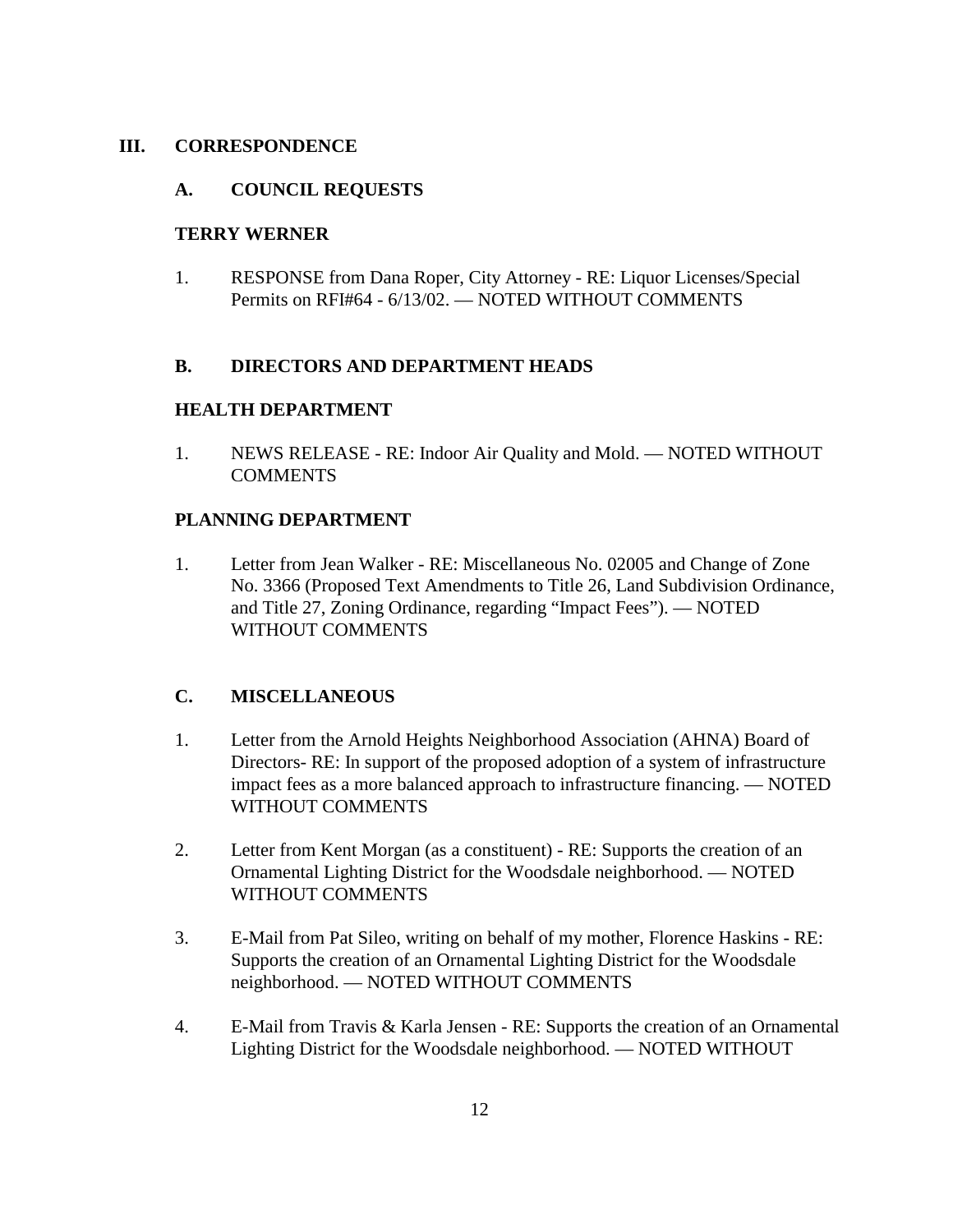## III. CORRESPONDENCE

### A. COUNCIL REQUESTS

**TERRY WERNER**

1. RESPONSE from Dana Roper, City Attorney - RE: Liquor Licenses/Special Permits on RFI#64 - 6/13/02. — NOTED WITHOUT COMMENTS

### B. DIRECTORS AND DEPARTMENT HEADS

**HEALTH DEPARTMENT**

1. NEWS RELEASE - RE: Indoor Air Quality and Mold. — NOTED WITHOUT COMMENTS

**PLANNING DEPARTMENT**

1. Letter from Jean Walker - RE: Miscellaneous No. 02005 and Change of Zone No. 3366 (Proposed Text Amendments to Title 26, Land Subdivision Ordinance, and Title 27, Zoning Ordinance, regarding "Impact Fees"). — NOTED WITHOUT COMMENTS

### C. MISCELLANEOUS

1. Letter from the Arnold Heights Neighborhood Association (AHNA) Board of Directors- RE: In support of the proposed adoption of a system of infrastructure impact fees as a more balanced approach to infrastructure financing. — NOTED WITHOUT COMMENTS

2. Letter from Kent Morgan (as a constituent) - RE: Supports the creation of an Ornamental Lighting District for the Woodsdale neighborhood. — NOTED WITHOUT COMMENTS

3. E-Mail from Pat Sileo, writing on behalf of my mother, Florence Haskins - RE: Supports the creation of an Ornamental Lighting District for the Woodsdale neighborhood. — NOTED WITHOUT COMMENTS

4. E-Mail from Travis & Karla Jensen - RE: Supports the creation of an Ornamental Lighting District for the Woodsdale neighborhood. — NOTED WITHOUT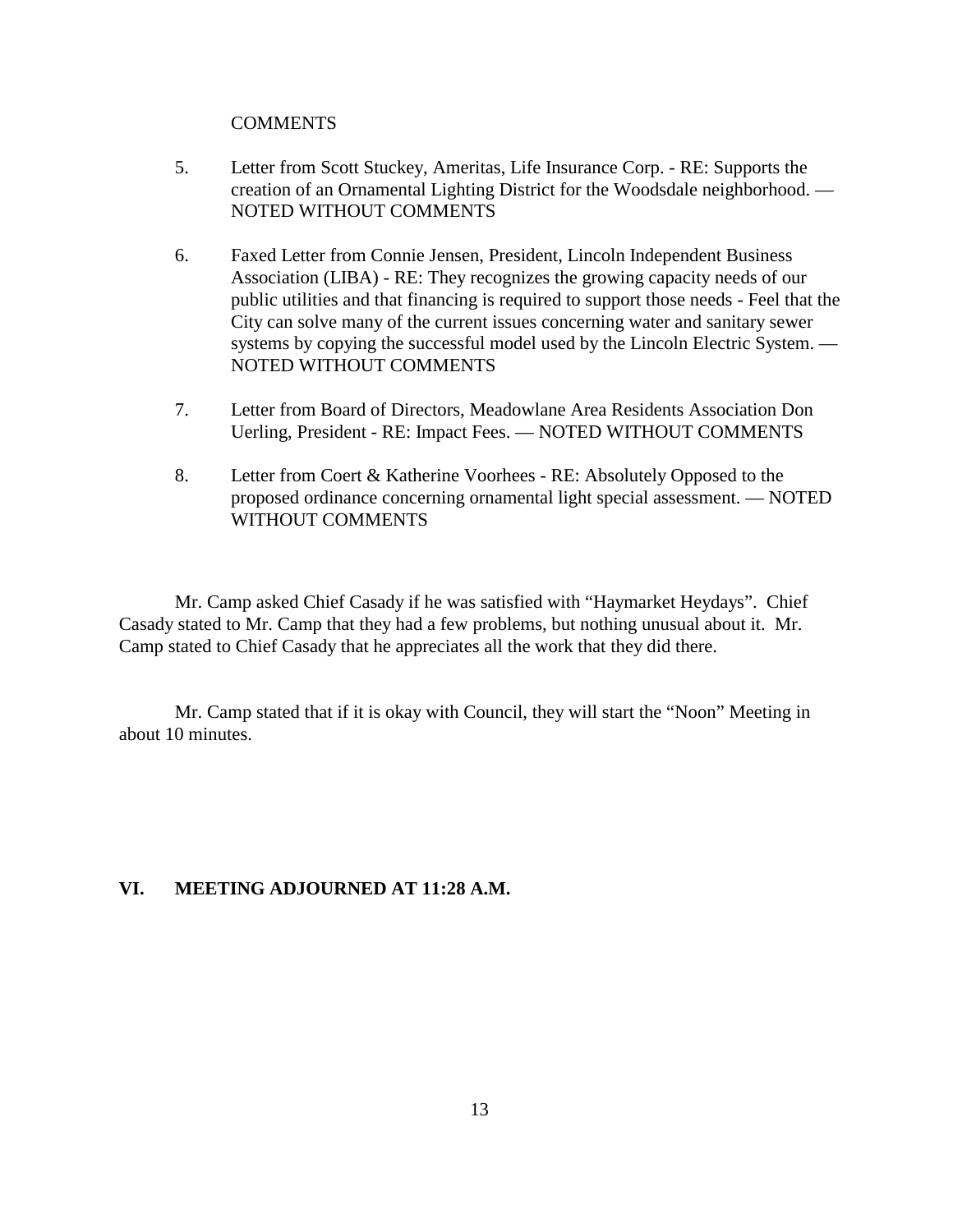COMMENTS

5. Letter from Scott Stuckey, Ameritas, Life Insurance Corp. - RE: Supports the creation of an Ornamental Lighting District for the Woodsdale neighborhood. — NOTED WITHOUT COMMENTS

6. Faxed Letter from Connie Jensen, President, Lincoln Independent Business Association (LIBA) - RE: They recognizes the growing capacity needs of our public utilities and that financing is required to support those needs - Feel that the City can solve many of the current issues concerning water and sanitary sewer systems by copying the successful model used by the Lincoln Electric System. — NOTED WITHOUT COMMENTS

7. Letter from Board of Directors, Meadowlane Area Residents Association Don Uerling, President - RE: Impact Fees. — NOTED WITHOUT COMMENTS

8. Letter from Coert & Katherine Voorhees - RE: Absolutely Opposed to the proposed ordinance concerning ornamental light special assessment. — NOTED WITHOUT COMMENTS

Mr. Camp asked Chief Casady if he was satisfied with "Haymarket Heydays". Chief Casady stated to Mr. Camp that they had a few problems, but nothing unusual about it. Mr. Camp stated to Chief Casady that he appreciates all the work that they did there.

Mr. Camp stated that if it is okay with Council, they will start the "Noon" Meeting in about 10 minutes.

## VI. MEETING ADJOURNED AT 11:28 A.M.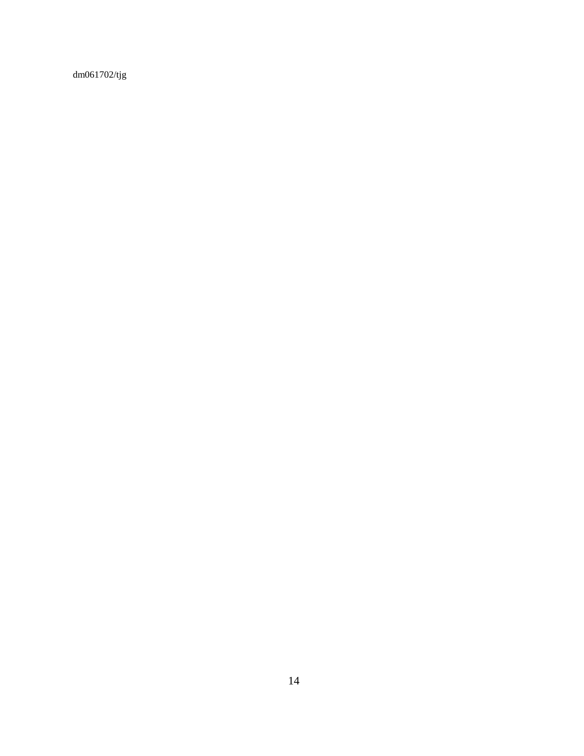dm061702/tjg